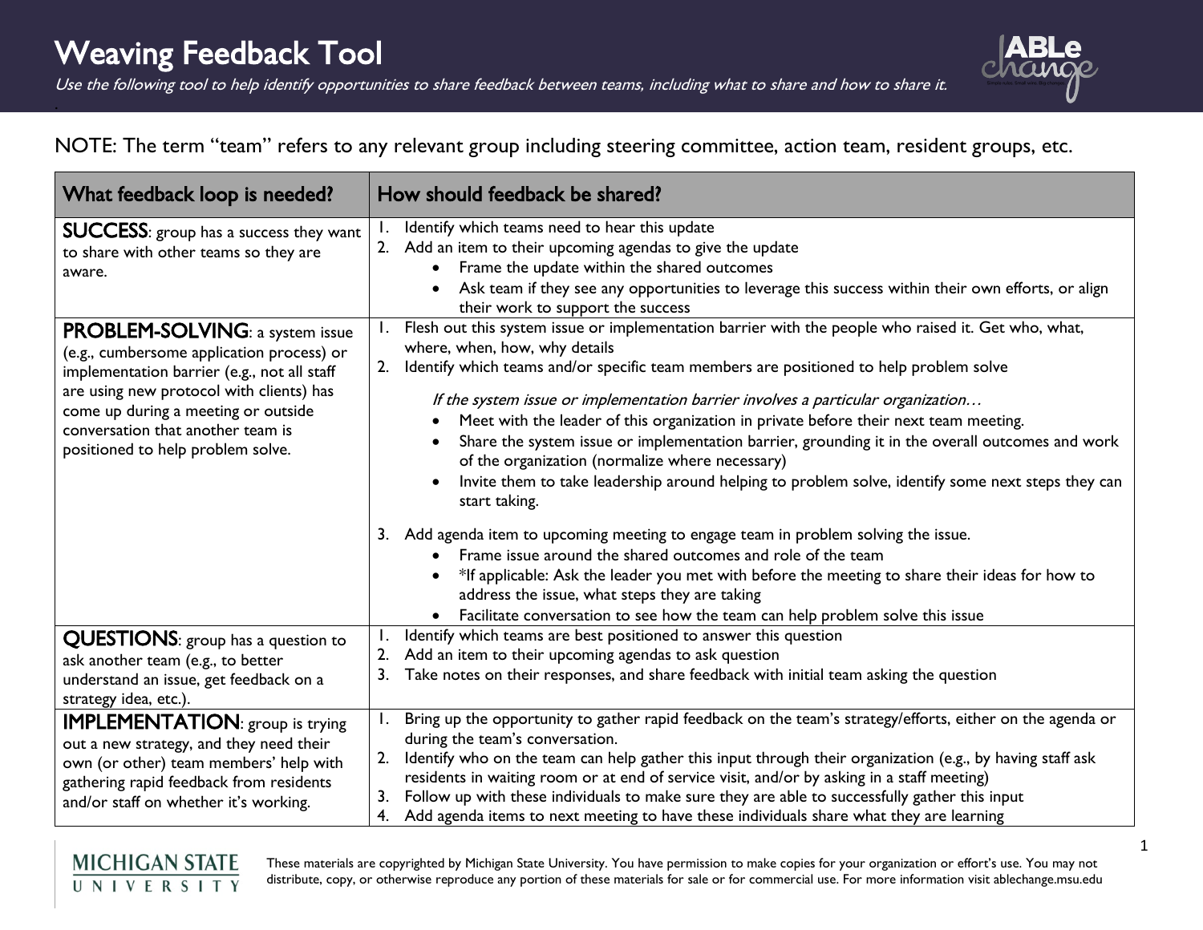# Weaving Feedback Tool

*Use the following tool to help identify opportunities to share feedback between teams, including what to share and how to share it.*

NOTE: The term "team" refers to any relevant group including steering committee, action team, resident groups, etc.

| What feedback loop is needed? | How should feedback be shared? |
|---|---|
| **SUCCESS**: group has a success they want to share with other teams so they are aware. | 1. Identify which teams need to hear this update<br>2. Add an item to their upcoming agendas to give the update<br>• Frame the update within the shared outcomes<br>• Ask team if they see any opportunities to leverage this success within their own efforts, or align their work to support the success |
| **PROBLEM-SOLVING**: a system issue (e.g., cumbersome application process) or implementation barrier (e.g., not all staff are using new protocol with clients) has come up during a meeting or outside conversation that another team is positioned to help problem solve. | 1. Flesh out this system issue or implementation barrier with the people who raised it. Get who, what, where, when, how, why details<br>2. Identify which teams and/or specific team members are positioned to help problem solve<br>*If the system issue or implementation barrier involves a particular organization…*<br>• Meet with the leader of this organization in private before their next team meeting.<br>• Share the system issue or implementation barrier, grounding it in the overall outcomes and work of the organization (normalize where necessary)<br>• Invite them to take leadership around helping to problem solve, identify some next steps they can start taking.<br>3. Add agenda item to upcoming meeting to engage team in problem solving the issue.<br>• Frame issue around the shared outcomes and role of the team<br>• *If applicable: Ask the leader you met with before the meeting to share their ideas for how to address the issue, what steps they are taking<br>• Facilitate conversation to see how the team can help problem solve this issue |
| **QUESTIONS**: group has a question to ask another team (e.g., to better understand an issue, get feedback on a strategy idea, etc.). | 1. Identify which teams are best positioned to answer this question<br>2. Add an item to their upcoming agendas to ask question<br>3. Take notes on their responses, and share feedback with initial team asking the question |
| **IMPLEMENTATION**: group is trying out a new strategy, and they need their own (or other) team members' help with gathering rapid feedback from residents and/or staff on whether it's working. | 1. Bring up the opportunity to gather rapid feedback on the team's strategy/efforts, either on the agenda or during the team's conversation.<br>2. Identify who on the team can help gather this input through their organization (e.g., by having staff ask residents in waiting room or at end of service visit, and/or by asking in a staff meeting)<br>3. Follow up with these individuals to make sure they are able to successfully gather this input<br>4. Add agenda items to next meeting to have these individuals share what they are learning |

These materials are copyrighted by Michigan State University. You have permission to make copies for your organization or effort's use. You may not distribute, copy, or otherwise reproduce any portion of these materials for sale or for commercial use. For more information visit ablechange.msu.edu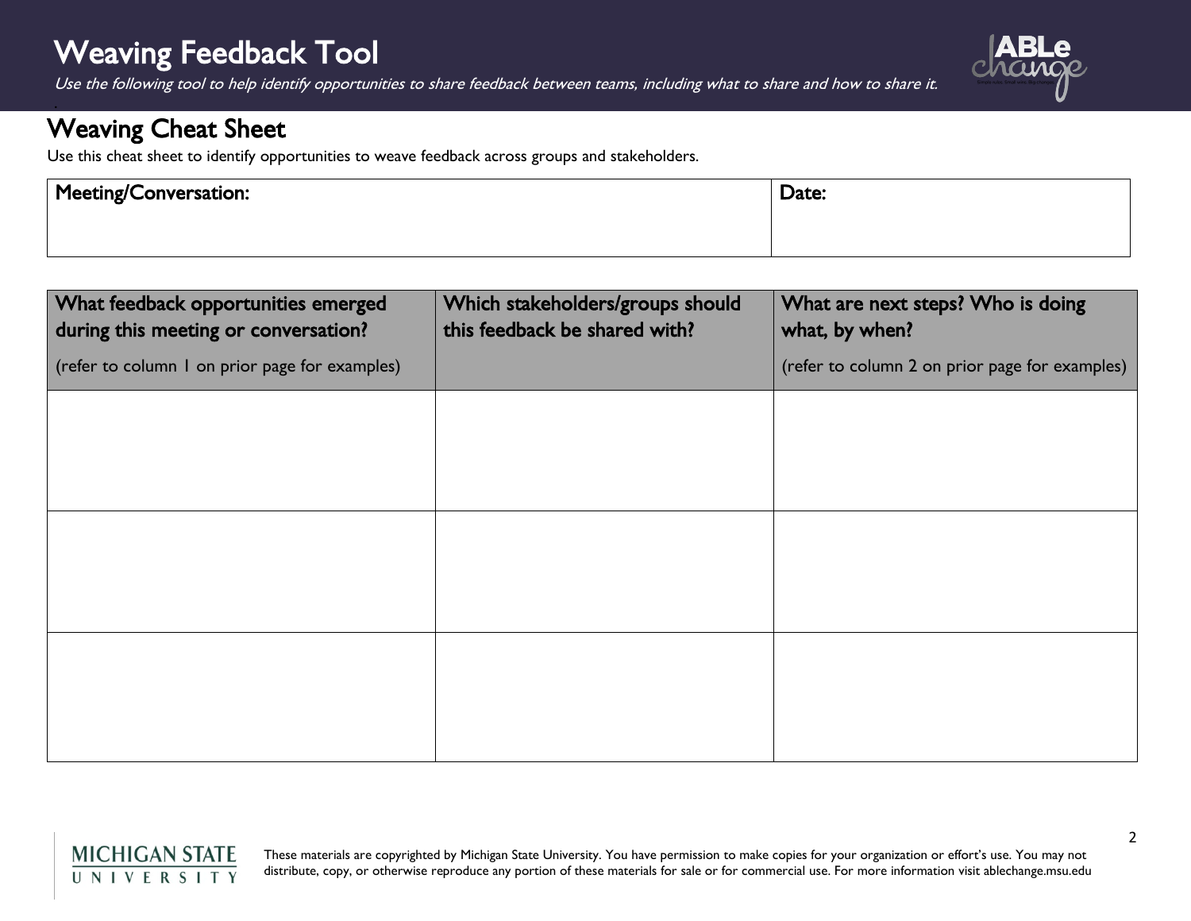# Weaving Feedback Tool

*Use the following tool to help identify opportunities to share feedback between teams, including what to share and how to share it.*

## Weaving Cheat Sheet

Use this cheat sheet to identify opportunities to weave feedback across groups and stakeholders.

| Meeting/Conversation: | Date: |
| --- | --- |
| | |

| What feedback opportunities emerged during this meeting or conversation? (refer to column 1 on prior page for examples) | Which stakeholders/groups should this feedback be shared with? | What are next steps? Who is doing what, by when? (refer to column 2 on prior page for examples) |
| --- | --- | --- |
| | | |
| | | |
| | | |

These materials are copyrighted by Michigan State University. You have permission to make copies for your organization or effort's use. You may not distribute, copy, or otherwise reproduce any portion of these materials for sale or for commercial use. For more information visit ablechange.msu.edu